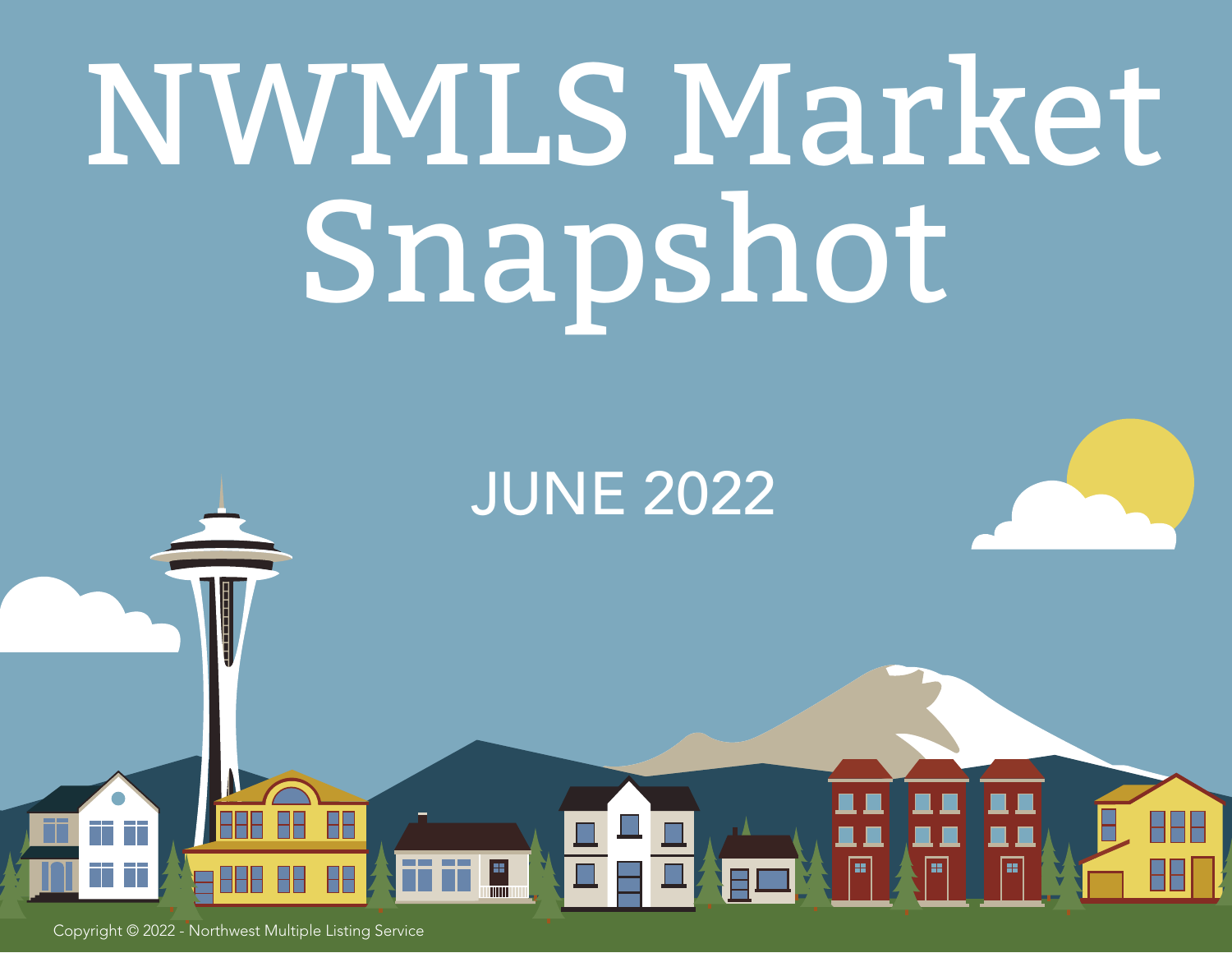# NWMLS Market Snapshot

## JUNE 2022

Copyright © 2022 - Northwest Multiple Listing Service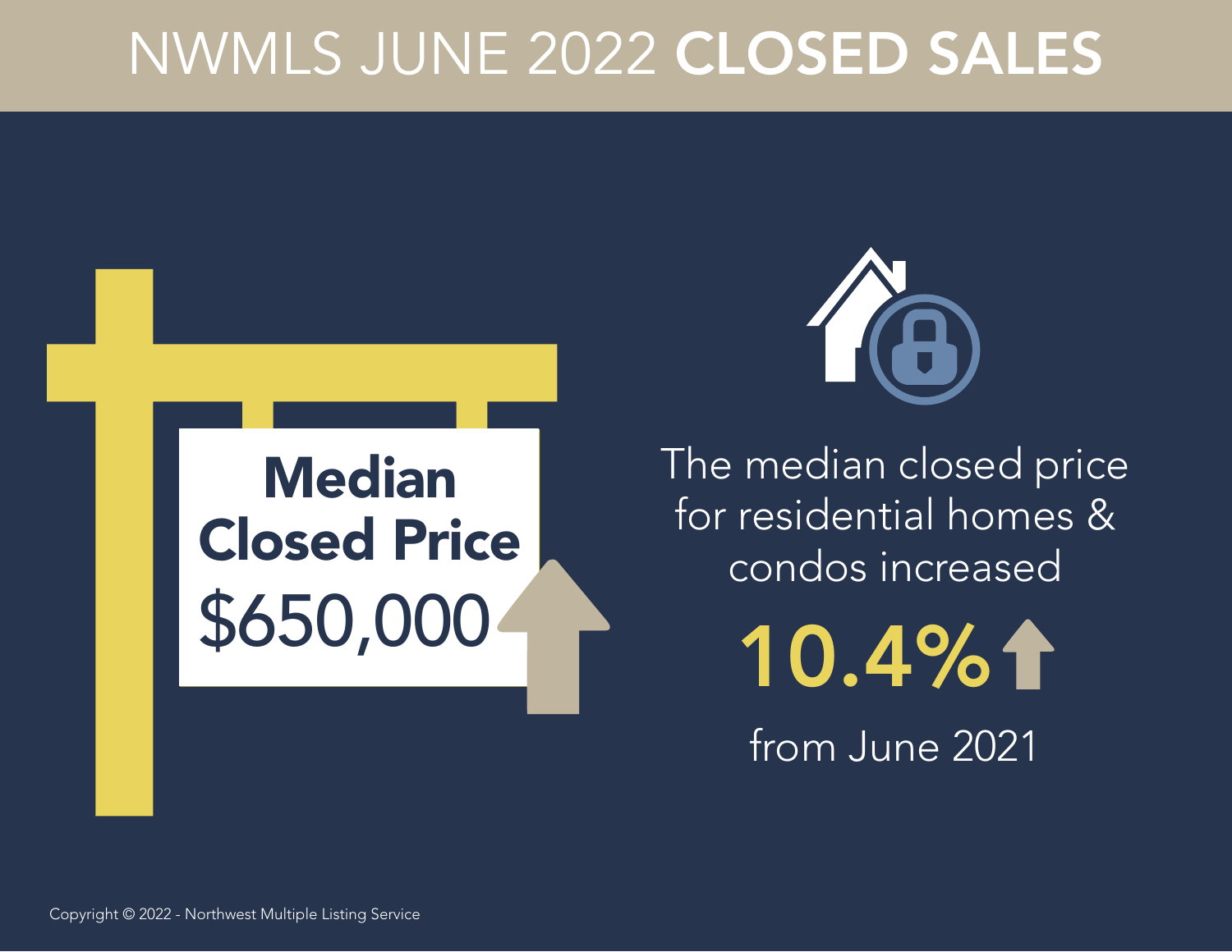# NWMLS JUNE 2022 **CLOSED SALES**

**Median Closed Price**

$650,000

The median closed price for residential homes & condos increased

**10.4%**

from June 2021

Copyright © 2022 - Northwest Multiple Listing Service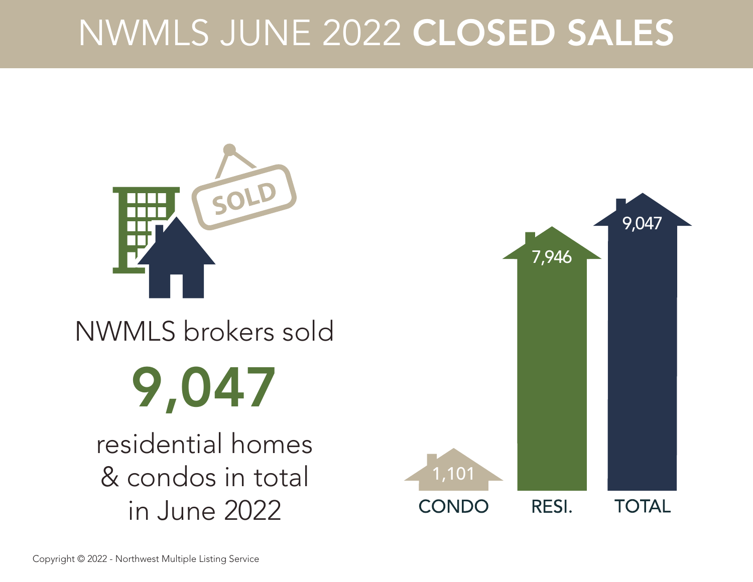# NWMLS JUNE 2022 **CLOSED SALES**

NWMLS brokers sold

**9,047**

residential homes & condos in total in June 2022

| CONDO | RESI. | TOTAL |
| --- | --- | --- |
| 1,101 | 7,946 | 9,047 |

Copyright © 2022 - Northwest Multiple Listing Service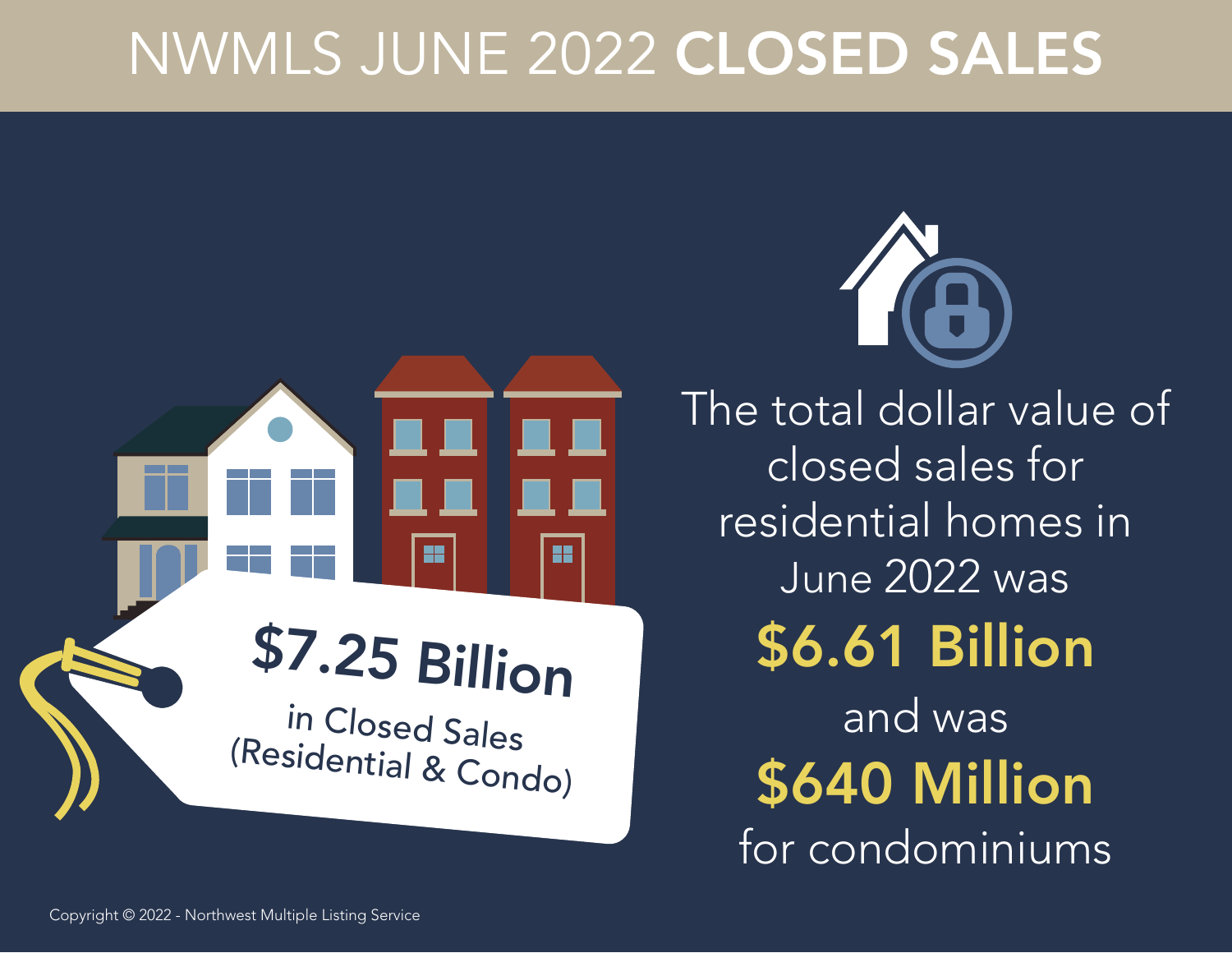# NWMLS JUNE 2022 **CLOSED SALES**

**$7.25 Billion**

in Closed Sales (Residential & Condo)

The total dollar value of closed sales for residential homes in June 2022 was

**$6.61 Billion**

and was

**$640 Million**

for condominiums

Copyright © 2022 - Northwest Multiple Listing Service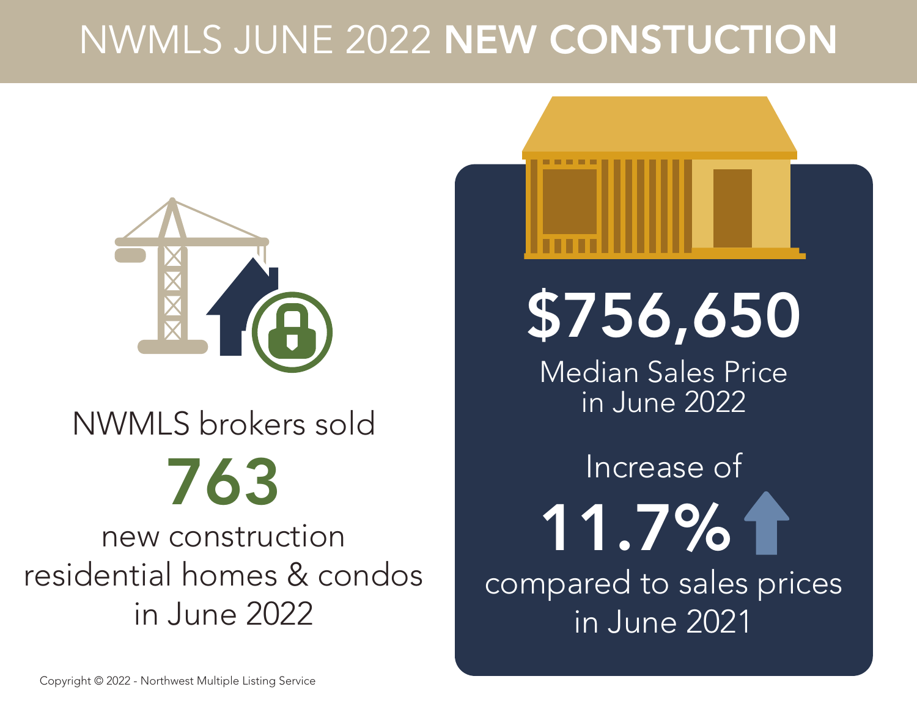# NWMLS JUNE 2022 **NEW CONSTUCTION**

NWMLS brokers sold

**763**

new construction residential homes & condos in June 2022

**$756,650**

Median Sales Price in June 2022

Increase of

**11.7%**

compared to sales prices in June 2021

Copyright © 2022 - Northwest Multiple Listing Service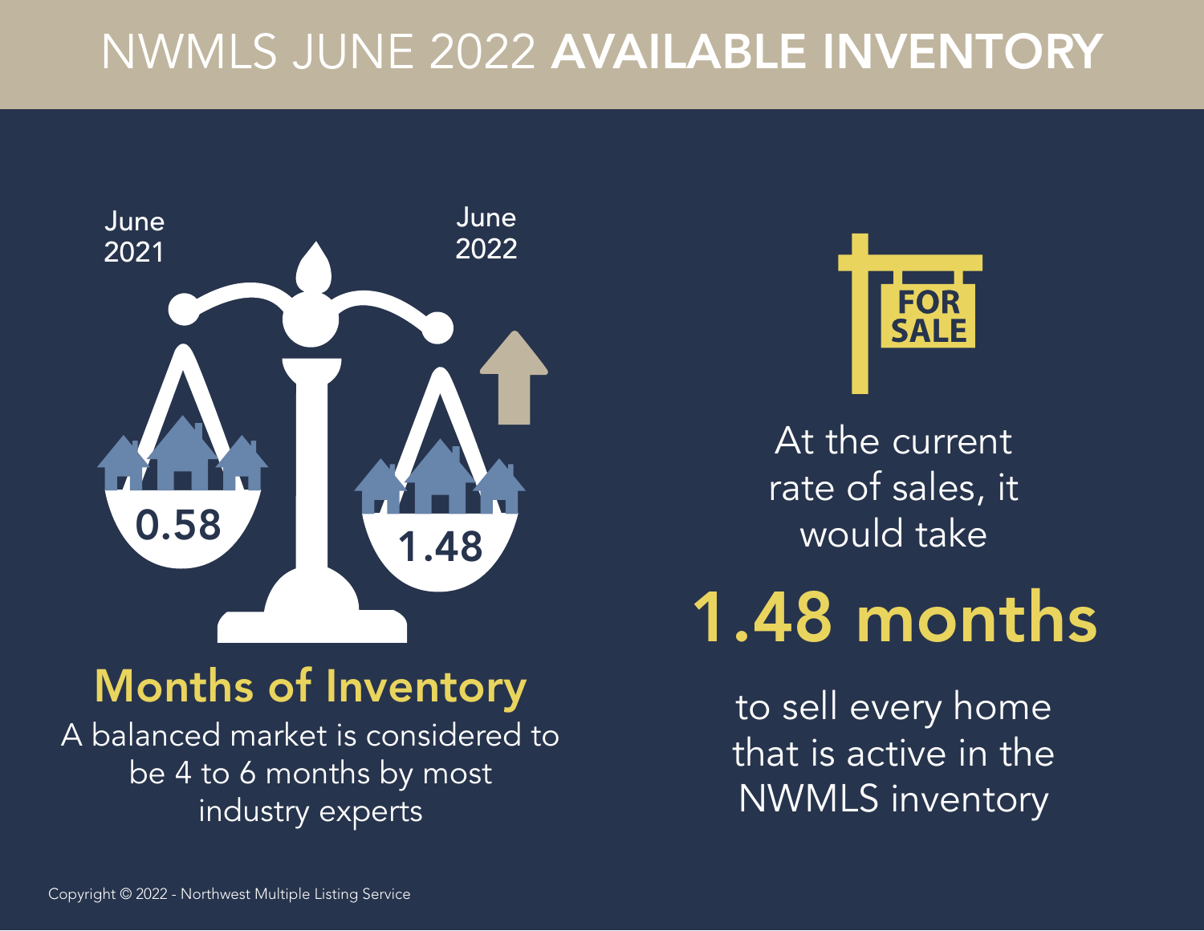# NWMLS JUNE 2022 **AVAILABLE INVENTORY**

June 2021

June 2022

0.58

1.48

## Months of Inventory

A balanced market is considered to be 4 to 6 months by most industry experts

FOR SALE

At the current rate of sales, it would take

## 1.48 months

to sell every home that is active in the NWMLS inventory

Copyright © 2022 - Northwest Multiple Listing Service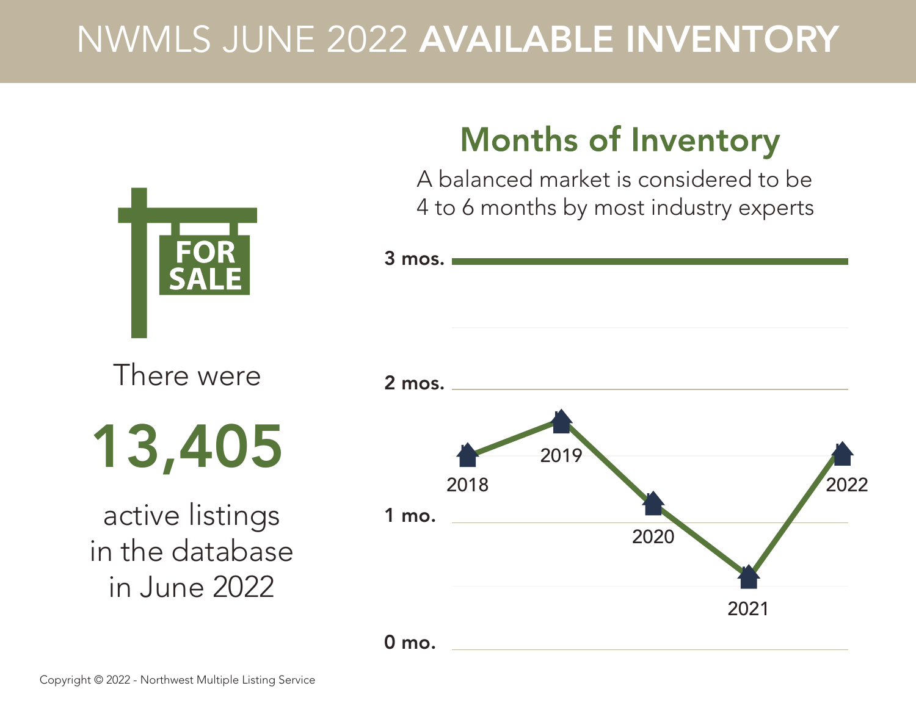# NWMLS JUNE 2022 **AVAILABLE INVENTORY**

FOR SALE

There were

**13,405**

active listings in the database in June 2022

## Months of Inventory

A balanced market is considered to be 4 to 6 months by most industry experts

3 mos.

2 mos.

1 mo.

0 mo.

2018

2019

2020

2021

2022

Copyright © 2022 - Northwest Multiple Listing Service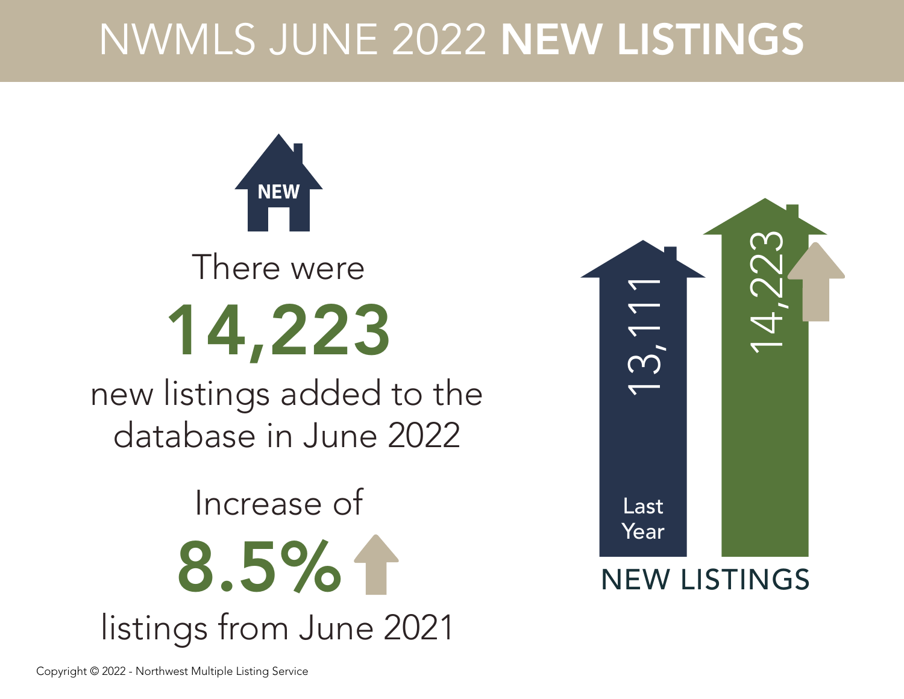# NWMLS JUNE 2022 **NEW LISTINGS**

NEW

There were

**14,223**

new listings added to the database in June 2022

Increase of

**8.5%**

listings from June 2021

13,111

Last Year

14,223

NEW LISTINGS

Copyright © 2022 - Northwest Multiple Listing Service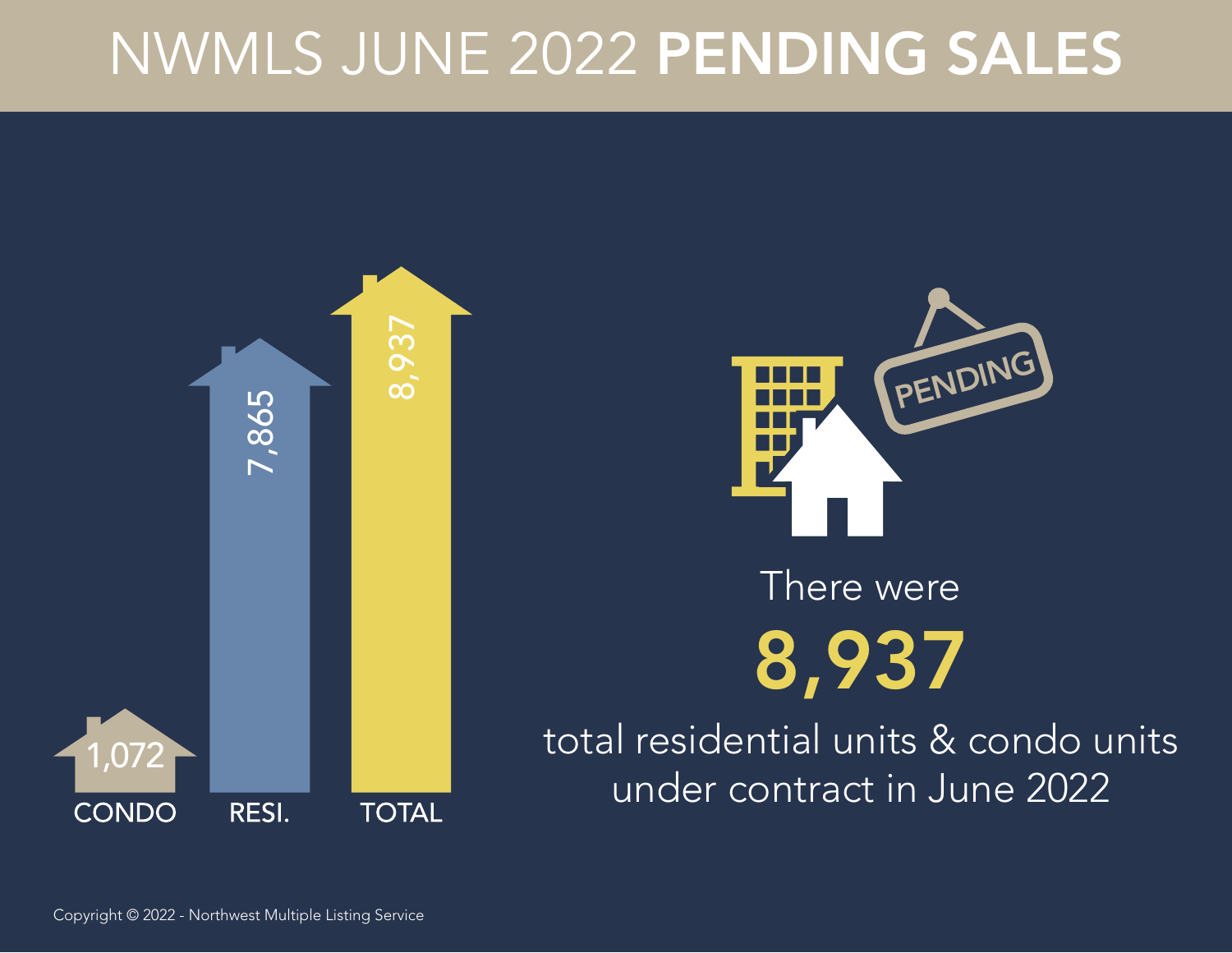# NWMLS JUNE 2022 **PENDING SALES**

| CONDO | RESI. | TOTAL |
|---|---|---|
| 1,072 | 7,865 | 8,937 |

PENDING

There were

**8,937**

total residential units & condo units under contract in June 2022

Copyright © 2022 - Northwest Multiple Listing Service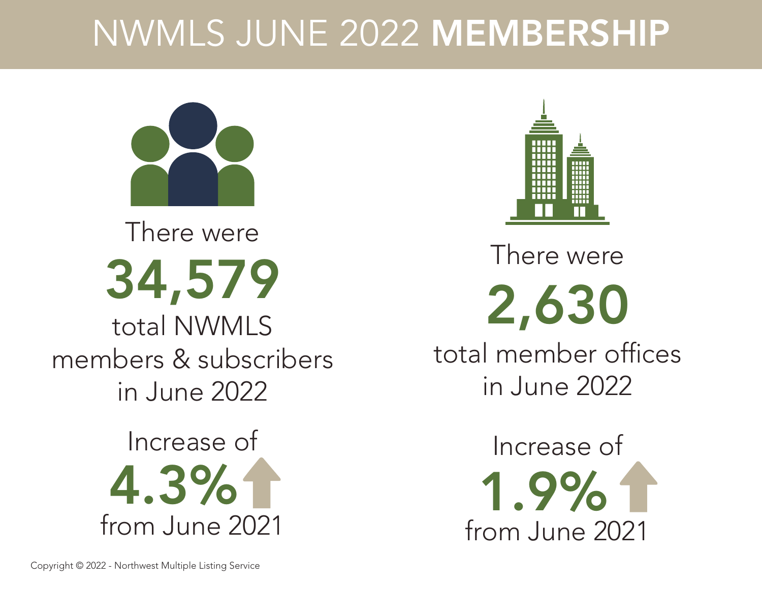# NWMLS JUNE 2022 **MEMBERSHIP**

There were

**34,579**

total NWMLS members & subscribers in June 2022

Increase of

**4.3%**

from June 2021

There were

**2,630**

total member offices in June 2022

Increase of

**1.9%**

from June 2021

Copyright © 2022 - Northwest Multiple Listing Service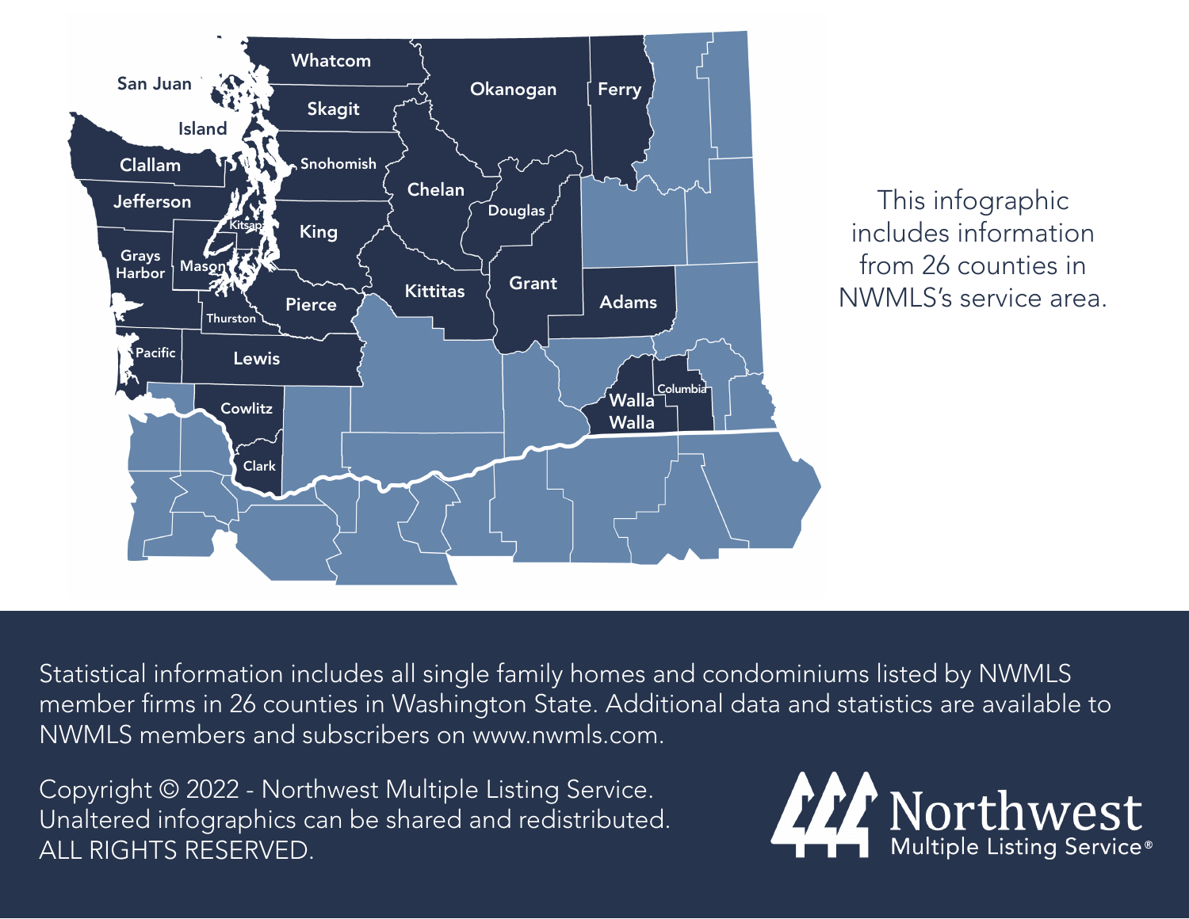San Juan

Island

Clallam

Jefferson

Grays Harbor

Mason

Kitsap

Thurston

Pacific

Lewis

Cowlitz

Clark

Whatcom

Skagit

Snohomish

King

Pierce

Okanogan

Chelan

Douglas

Kittitas

Grant

Ferry

Adams

Walla Walla

Columbia

This infographic includes information from 26 counties in NWMLS's service area.

Statistical information includes all single family homes and condominiums listed by NWMLS member firms in 26 counties in Washington State. Additional data and statistics are available to NWMLS members and subscribers on www.nwmls.com.

Copyright © 2022 - Northwest Multiple Listing Service.
Unaltered infographics can be shared and redistributed.
ALL RIGHTS RESERVED.

Northwest Multiple Listing Service®